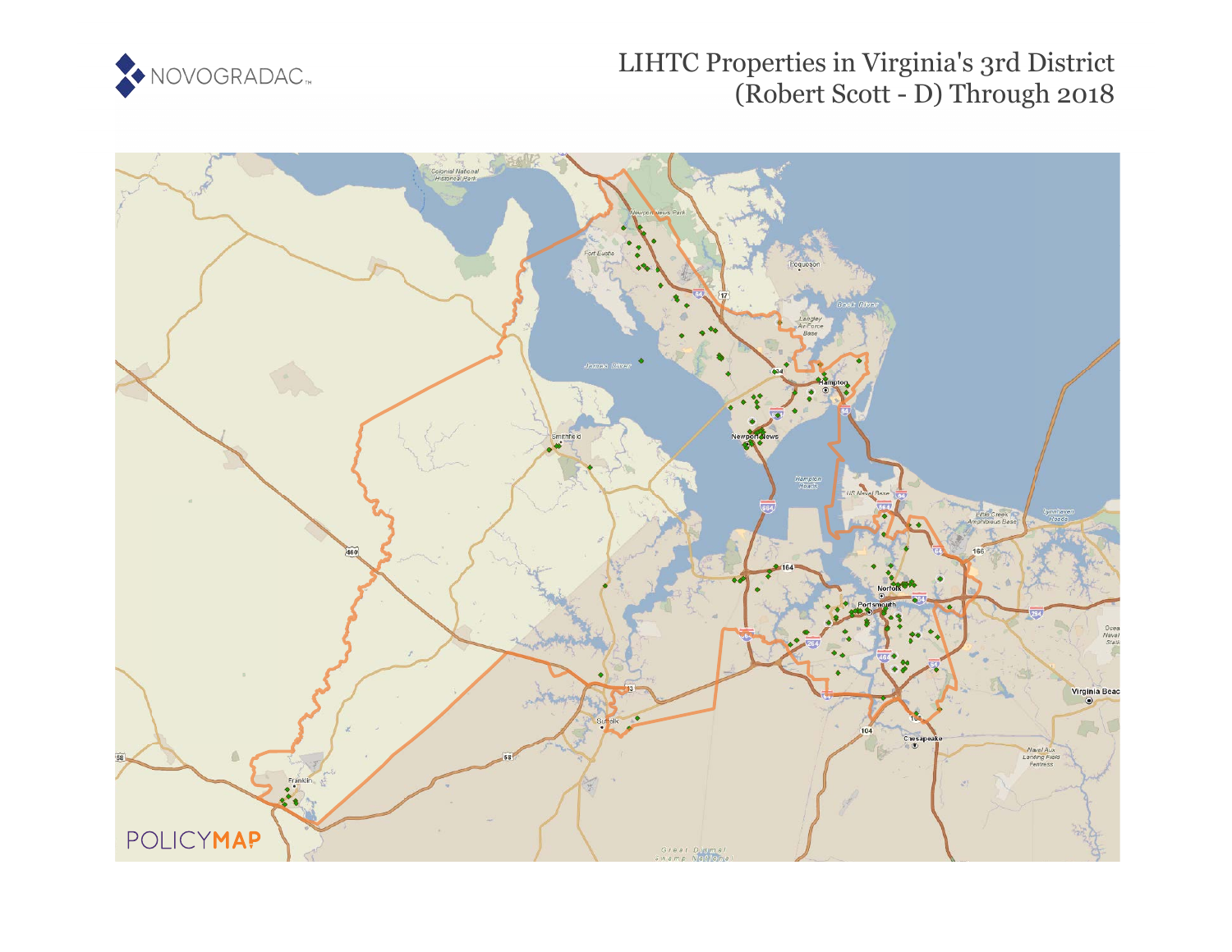# LIHTC Properties in Virginia's 3rd District (Robert Scott - D) Through 2018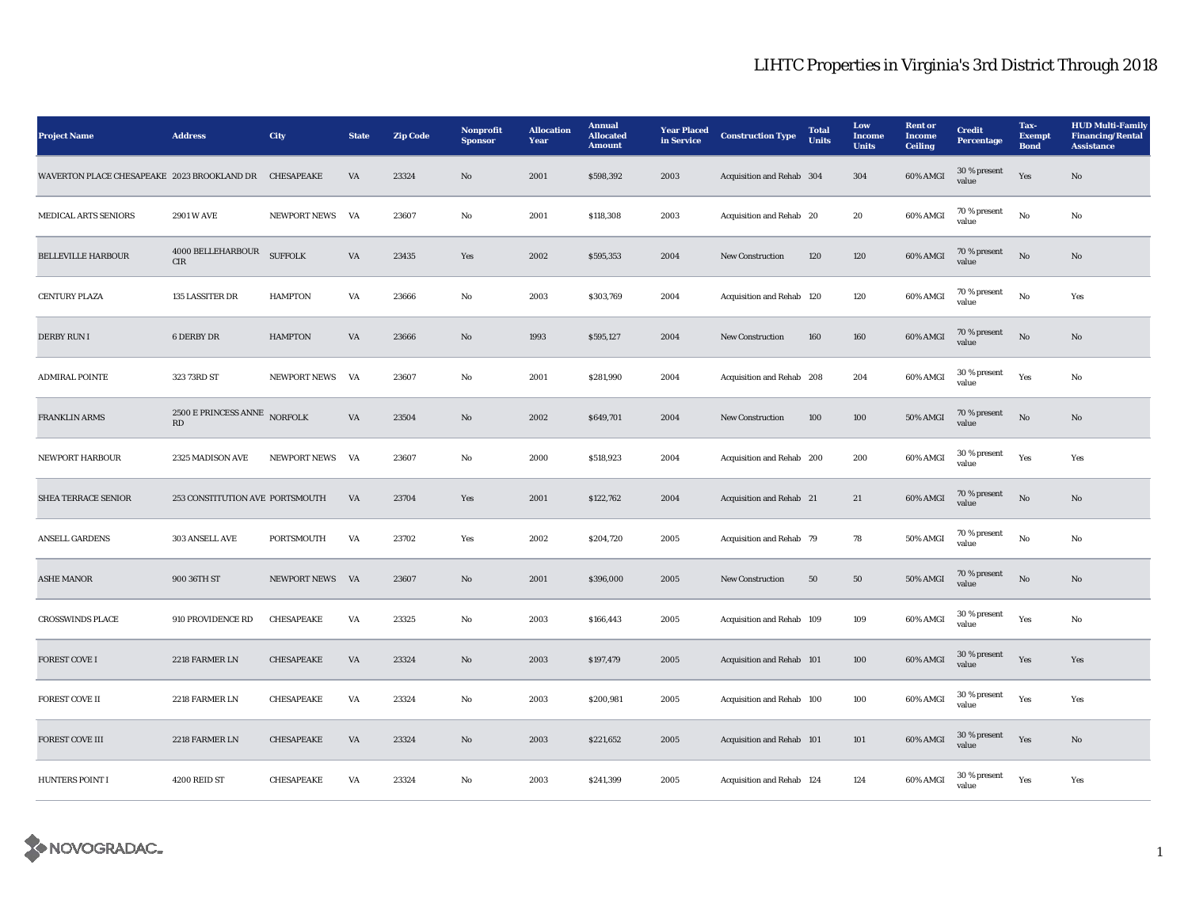# LIHTC Properties in Virginia's 3rd District Through 2018

| Project Name | Address | City | State | Zip Code | Nonprofit Sponsor | Allocation Year | Annual Allocated Amount | Year Placed in Service | Construction Type | Total Units | Low Income Units | Rent or Income Ceiling | Credit Percentage | Tax-Exempt Bond | HUD Multi-Family Financing/Rental Assistance |
|---|---|---|---|---|---|---|---|---|---|---|---|---|---|---|---|
| WAVERTON PLACE CHESAPEAKE | 2023 BROOKLAND DR | CHESAPEAKE | VA | 23324 | No | 2001 | $598,392 | 2003 | Acquisition and Rehab | 304 | 304 | 60% AMGI | 30 % present value | Yes | No |
| MEDICAL ARTS SENIORS | 2901 W AVE | NEWPORT NEWS | VA | 23607 | No | 2001 | $118,308 | 2003 | Acquisition and Rehab | 20 | 20 | 60% AMGI | 70 % present value | No | No |
| BELLEVILLE HARBOUR | 4000 BELLEHARBOUR CIR | SUFFOLK | VA | 23435 | Yes | 2002 | $595,353 | 2004 | New Construction | 120 | 120 | 60% AMGI | 70 % present value | No | No |
| CENTURY PLAZA | 135 LASSITER DR | HAMPTON | VA | 23666 | No | 2003 | $303,769 | 2004 | Acquisition and Rehab | 120 | 120 | 60% AMGI | 70 % present value | No | Yes |
| DERBY RUN I | 6 DERBY DR | HAMPTON | VA | 23666 | No | 1993 | $595,127 | 2004 | New Construction | 160 | 160 | 60% AMGI | 70 % present value | No | No |
| ADMIRAL POINTE | 323 73RD ST | NEWPORT NEWS | VA | 23607 | No | 2001 | $281,990 | 2004 | Acquisition and Rehab | 208 | 204 | 60% AMGI | 30 % present value | Yes | No |
| FRANKLIN ARMS | 2500 E PRINCESS ANNE RD | NORFOLK | VA | 23504 | No | 2002 | $649,701 | 2004 | New Construction | 100 | 100 | 50% AMGI | 70 % present value | No | No |
| NEWPORT HARBOUR | 2325 MADISON AVE | NEWPORT NEWS | VA | 23607 | No | 2000 | $518,923 | 2004 | Acquisition and Rehab | 200 | 200 | 60% AMGI | 30 % present value | Yes | Yes |
| SHEA TERRACE SENIOR | 253 CONSTITUTION AVE | PORTSMOUTH | VA | 23704 | Yes | 2001 | $122,762 | 2004 | Acquisition and Rehab | 21 | 21 | 60% AMGI | 70 % present value | No | No |
| ANSELL GARDENS | 303 ANSELL AVE | PORTSMOUTH | VA | 23702 | Yes | 2002 | $204,720 | 2005 | Acquisition and Rehab | 79 | 78 | 50% AMGI | 70 % present value | No | No |
| ASHE MANOR | 900 36TH ST | NEWPORT NEWS | VA | 23607 | No | 2001 | $396,000 | 2005 | New Construction | 50 | 50 | 50% AMGI | 70 % present value | No | No |
| CROSSWINDS PLACE | 910 PROVIDENCE RD | CHESAPEAKE | VA | 23325 | No | 2003 | $166,443 | 2005 | Acquisition and Rehab | 109 | 109 | 60% AMGI | 30 % present value | Yes | No |
| FOREST COVE I | 2218 FARMER LN | CHESAPEAKE | VA | 23324 | No | 2003 | $197,479 | 2005 | Acquisition and Rehab | 101 | 100 | 60% AMGI | 30 % present value | Yes | Yes |
| FOREST COVE II | 2218 FARMER LN | CHESAPEAKE | VA | 23324 | No | 2003 | $200,981 | 2005 | Acquisition and Rehab | 100 | 100 | 60% AMGI | 30 % present value | Yes | Yes |
| FOREST COVE III | 2218 FARMER LN | CHESAPEAKE | VA | 23324 | No | 2003 | $221,652 | 2005 | Acquisition and Rehab | 101 | 101 | 60% AMGI | 30 % present value | Yes | No |
| HUNTERS POINT I | 4200 REID ST | CHESAPEAKE | VA | 23324 | No | 2003 | $241,399 | 2005 | Acquisition and Rehab | 124 | 124 | 60% AMGI | 30 % present value | Yes | Yes |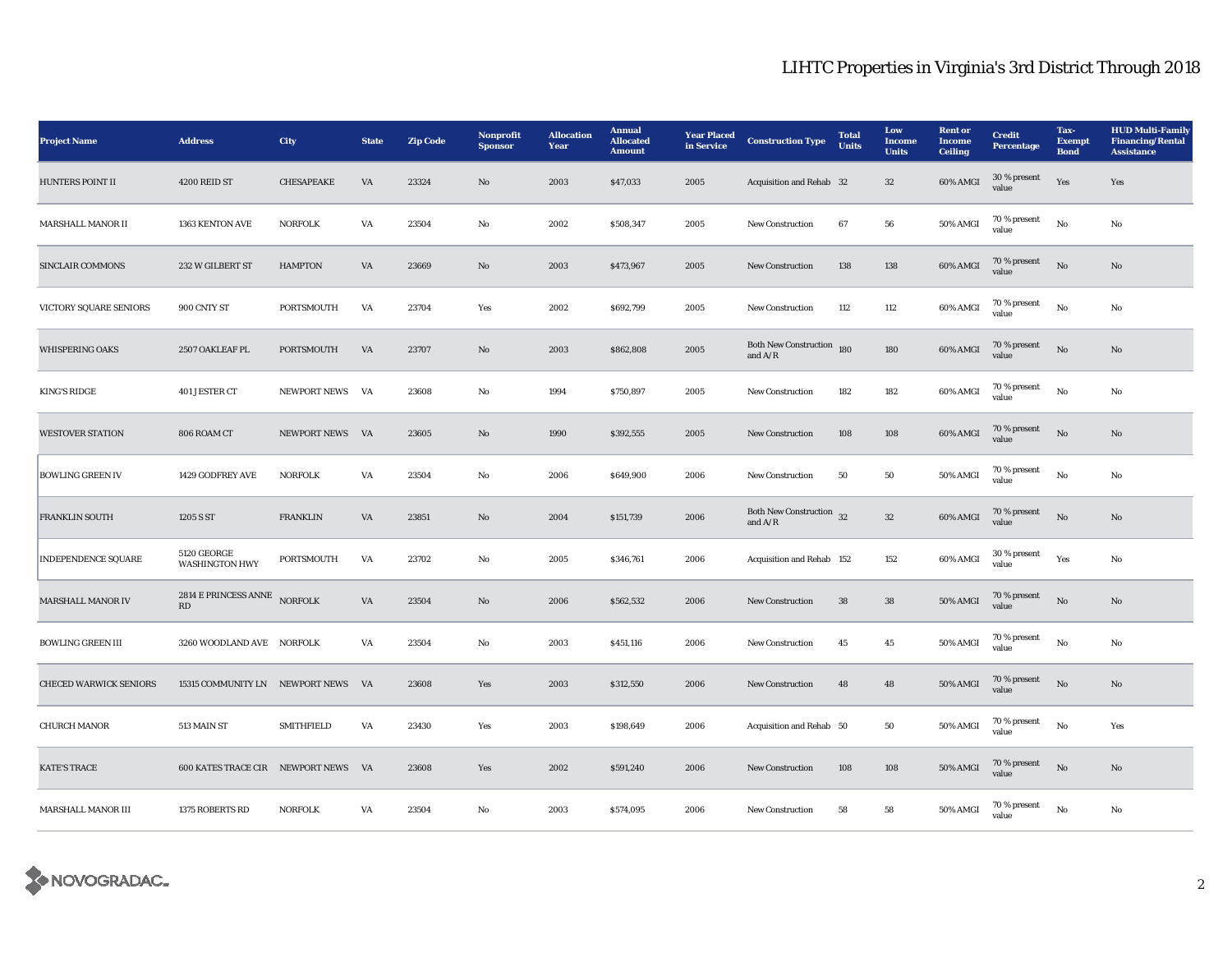# LIHTC Properties in Virginia's 3rd District Through 2018

| Project Name | Address | City | State | Zip Code | Nonprofit Sponsor | Allocation Year | Annual Allocated Amount | Year Placed in Service | Construction Type | Total Units | Low Income Units | Rent or Income Ceiling | Credit Percentage | Tax-Exempt Bond | HUD Multi-Family Financing/Rental Assistance |
|---|---|---|---|---|---|---|---|---|---|---|---|---|---|---|---|
| HUNTERS POINT II | 4200 REID ST | CHESAPEAKE | VA | 23324 | No | 2003 | $47,033 | 2005 | Acquisition and Rehab | 32 | 32 | 60% AMGI | 30 % present value | Yes | Yes |
| MARSHALL MANOR II | 1363 KENTON AVE | NORFOLK | VA | 23504 | No | 2002 | $508,347 | 2005 | New Construction | 67 | 56 | 50% AMGI | 70 % present value | No | No |
| SINCLAIR COMMONS | 232 W GILBERT ST | HAMPTON | VA | 23669 | No | 2003 | $473,967 | 2005 | New Construction | 138 | 138 | 60% AMGI | 70 % present value | No | No |
| VICTORY SQUARE SENIORS | 900 CNTY ST | PORTSMOUTH | VA | 23704 | Yes | 2002 | $692,799 | 2005 | New Construction | 112 | 112 | 60% AMGI | 70 % present value | No | No |
| WHISPERING OAKS | 2507 OAKLEAF PL | PORTSMOUTH | VA | 23707 | No | 2003 | $862,808 | 2005 | Both New Construction and A/R | 180 | 180 | 60% AMGI | 70 % present value | No | No |
| KING'S RIDGE | 401 JESTER CT | NEWPORT NEWS | VA | 23608 | No | 1994 | $750,897 | 2005 | New Construction | 182 | 182 | 60% AMGI | 70 % present value | No | No |
| WESTOVER STATION | 806 ROAM CT | NEWPORT NEWS | VA | 23605 | No | 1990 | $392,555 | 2005 | New Construction | 108 | 108 | 60% AMGI | 70 % present value | No | No |
| BOWLING GREEN IV | 1429 GODFREY AVE | NORFOLK | VA | 23504 | No | 2006 | $649,900 | 2006 | New Construction | 50 | 50 | 50% AMGI | 70 % present value | No | No |
| FRANKLIN SOUTH | 1205 S ST | FRANKLIN | VA | 23851 | No | 2004 | $151,739 | 2006 | Both New Construction and A/R | 32 | 32 | 60% AMGI | 70 % present value | No | No |
| INDEPENDENCE SQUARE | 5120 GEORGE WASHINGTON HWY | PORTSMOUTH | VA | 23702 | No | 2005 | $346,761 | 2006 | Acquisition and Rehab | 152 | 152 | 60% AMGI | 30 % present value | Yes | No |
| MARSHALL MANOR IV | 2814 E PRINCESS ANNE RD | NORFOLK | VA | 23504 | No | 2006 | $562,532 | 2006 | New Construction | 38 | 38 | 50% AMGI | 70 % present value | No | No |
| BOWLING GREEN III | 3260 WOODLAND AVE | NORFOLK | VA | 23504 | No | 2003 | $451,116 | 2006 | New Construction | 45 | 45 | 50% AMGI | 70 % present value | No | No |
| CHECED WARWICK SENIORS | 15315 COMMUNITY LN | NEWPORT NEWS | VA | 23608 | Yes | 2003 | $312,550 | 2006 | New Construction | 48 | 48 | 50% AMGI | 70 % present value | No | No |
| CHURCH MANOR | 513 MAIN ST | SMITHFIELD | VA | 23430 | Yes | 2003 | $198,649 | 2006 | Acquisition and Rehab | 50 | 50 | 50% AMGI | 70 % present value | No | Yes |
| KATE'S TRACE | 600 KATES TRACE CIR | NEWPORT NEWS | VA | 23608 | Yes | 2002 | $591,240 | 2006 | New Construction | 108 | 108 | 50% AMGI | 70 % present value | No | No |
| MARSHALL MANOR III | 1375 ROBERTS RD | NORFOLK | VA | 23504 | No | 2003 | $574,095 | 2006 | New Construction | 58 | 58 | 50% AMGI | 70 % present value | No | No |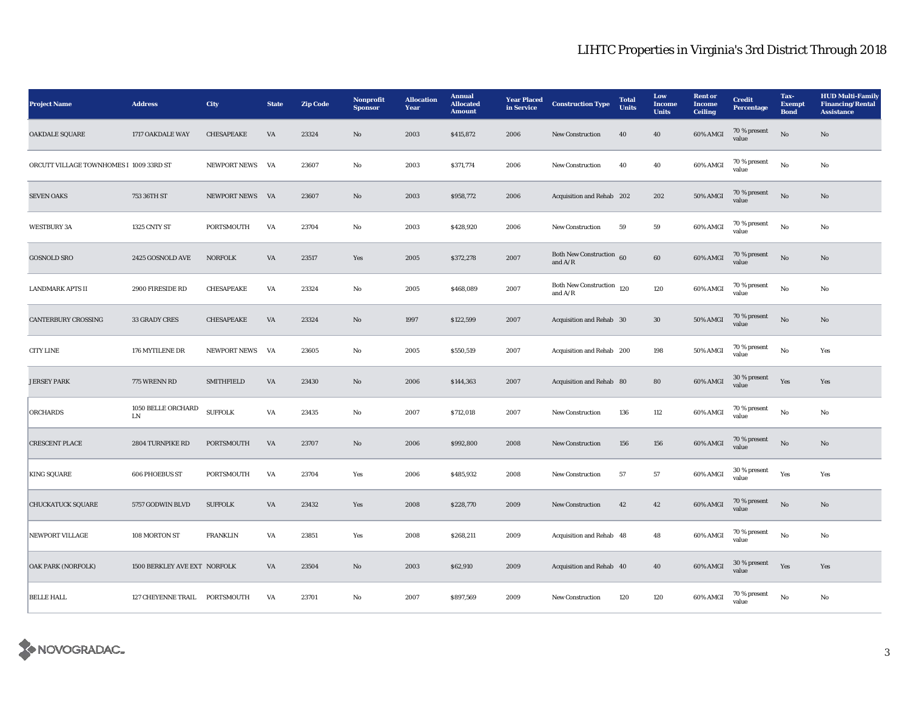# LIHTC Properties in Virginia's 3rd District Through 2018

| Project Name | Address | City | State | Zip Code | Nonprofit Sponsor | Allocation Year | Annual Allocated Amount | Year Placed in Service | Construction Type | Total Units | Low Income Units | Rent or Income Ceiling | Credit Percentage | Tax-Exempt Bond | HUD Multi-Family Financing/Rental Assistance |
|---|---|---|---|---|---|---|---|---|---|---|---|---|---|---|---|
| OAKDALE SQUARE | 1717 OAKDALE WAY | CHESAPEAKE | VA | 23324 | No | 2003 | $415,872 | 2006 | New Construction | 40 | 40 | 60% AMGI | 70 % present value | No | No |
| ORCUTT VILLAGE TOWNHOMES I | 1009 33RD ST | NEWPORT NEWS | VA | 23607 | No | 2003 | $371,774 | 2006 | New Construction | 40 | 40 | 60% AMGI | 70 % present value | No | No |
| SEVEN OAKS | 753 36TH ST | NEWPORT NEWS | VA | 23607 | No | 2003 | $958,772 | 2006 | Acquisition and Rehab | 202 | 202 | 50% AMGI | 70 % present value | No | No |
| WESTBURY 3A | 1325 CNTY ST | PORTSMOUTH | VA | 23704 | No | 2003 | $428,920 | 2006 | New Construction | 59 | 59 | 60% AMGI | 70 % present value | No | No |
| GOSNOLD SRO | 2425 GOSNOLD AVE | NORFOLK | VA | 23517 | Yes | 2005 | $372,278 | 2007 | Both New Construction and A/R | 60 | 60 | 60% AMGI | 70 % present value | No | No |
| LANDMARK APTS II | 2900 FIRESIDE RD | CHESAPEAKE | VA | 23324 | No | 2005 | $468,089 | 2007 | Both New Construction and A/R | 120 | 120 | 60% AMGI | 70 % present value | No | No |
| CANTERBURY CROSSING | 33 GRADY CRES | CHESAPEAKE | VA | 23324 | No | 1997 | $122,599 | 2007 | Acquisition and Rehab | 30 | 30 | 50% AMGI | 70 % present value | No | No |
| CITY LINE | 176 MYTILENE DR | NEWPORT NEWS | VA | 23605 | No | 2005 | $550,519 | 2007 | Acquisition and Rehab | 200 | 198 | 50% AMGI | 70 % present value | No | Yes |
| JERSEY PARK | 775 WRENN RD | SMITHFIELD | VA | 23430 | No | 2006 | $144,363 | 2007 | Acquisition and Rehab | 80 | 80 | 60% AMGI | 30 % present value | Yes | Yes |
| ORCHARDS | 1050 BELLE ORCHARD LN | SUFFOLK | VA | 23435 | No | 2007 | $712,018 | 2007 | New Construction | 136 | 112 | 60% AMGI | 70 % present value | No | No |
| CRESCENT PLACE | 2804 TURNPIKE RD | PORTSMOUTH | VA | 23707 | No | 2006 | $992,800 | 2008 | New Construction | 156 | 156 | 60% AMGI | 70 % present value | No | No |
| KING SQUARE | 606 PHOEBUS ST | PORTSMOUTH | VA | 23704 | Yes | 2006 | $485,932 | 2008 | New Construction | 57 | 57 | 60% AMGI | 30 % present value | Yes | Yes |
| CHUCKATUCK SQUARE | 5757 GODWIN BLVD | SUFFOLK | VA | 23432 | Yes | 2008 | $228,770 | 2009 | New Construction | 42 | 42 | 60% AMGI | 70 % present value | No | No |
| NEWPORT VILLAGE | 108 MORTON ST | FRANKLIN | VA | 23851 | Yes | 2008 | $268,211 | 2009 | Acquisition and Rehab | 48 | 48 | 60% AMGI | 70 % present value | No | No |
| OAK PARK (NORFOLK) | 1500 BERKLEY AVE EXT | NORFOLK | VA | 23504 | No | 2003 | $62,910 | 2009 | Acquisition and Rehab | 40 | 40 | 60% AMGI | 30 % present value | Yes | Yes |
| BELLE HALL | 127 CHEYENNE TRAIL | PORTSMOUTH | VA | 23701 | No | 2007 | $897,569 | 2009 | New Construction | 120 | 120 | 60% AMGI | 70 % present value | No | No |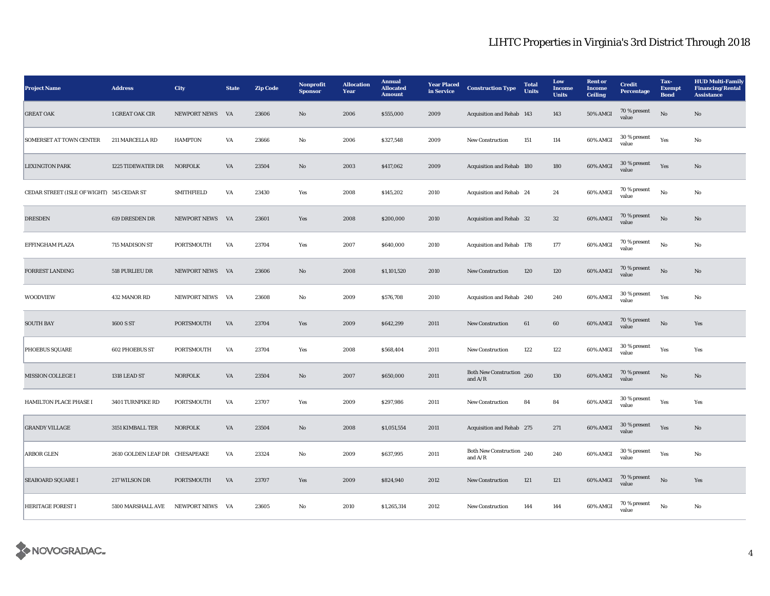# LIHTC Properties in Virginia's 3rd District Through 2018

| Project Name | Address | City | State | Zip Code | Nonprofit Sponsor | Allocation Year | Annual Allocated Amount | Year Placed in Service | Construction Type | Total Units | Low Income Units | Rent or Income Ceiling | Credit Percentage | Tax-Exempt Bond | HUD Multi-Family Financing/Rental Assistance |
|---|---|---|---|---|---|---|---|---|---|---|---|---|---|---|---|
| GREAT OAK | 1 GREAT OAK CIR | NEWPORT NEWS | VA | 23606 | No | 2006 | $555,000 | 2009 | Acquisition and Rehab | 143 | 143 | 50% AMGI | 70 % present value | No | No |
| SOMERSET AT TOWN CENTER | 211 MARCELLA RD | HAMPTON | VA | 23666 | No | 2006 | $327,548 | 2009 | New Construction | 151 | 114 | 60% AMGI | 30 % present value | Yes | No |
| LEXINGTON PARK | 1225 TIDEWATER DR | NORFOLK | VA | 23504 | No | 2003 | $417,062 | 2009 | Acquisition and Rehab | 180 | 180 | 60% AMGI | 30 % present value | Yes | No |
| CEDAR STREET (ISLE OF WIGHT) | 545 CEDAR ST | SMITHFIELD | VA | 23430 | Yes | 2008 | $145,202 | 2010 | Acquisition and Rehab | 24 | 24 | 60% AMGI | 70 % present value | No | No |
| DRESDEN | 619 DRESDEN DR | NEWPORT NEWS | VA | 23601 | Yes | 2008 | $200,000 | 2010 | Acquisition and Rehab | 32 | 32 | 60% AMGI | 70 % present value | No | No |
| EFFINGHAM PLAZA | 715 MADISON ST | PORTSMOUTH | VA | 23704 | Yes | 2007 | $640,000 | 2010 | Acquisition and Rehab | 178 | 177 | 60% AMGI | 70 % present value | No | No |
| FORREST LANDING | 518 PURLIEU DR | NEWPORT NEWS | VA | 23606 | No | 2008 | $1,101,520 | 2010 | New Construction | 120 | 120 | 60% AMGI | 70 % present value | No | No |
| WOODVIEW | 432 MANOR RD | NEWPORT NEWS | VA | 23608 | No | 2009 | $576,708 | 2010 | Acquisition and Rehab | 240 | 240 | 60% AMGI | 30 % present value | Yes | No |
| SOUTH BAY | 1600 S ST | PORTSMOUTH | VA | 23704 | Yes | 2009 | $642,299 | 2011 | New Construction | 61 | 60 | 60% AMGI | 70 % present value | No | Yes |
| PHOEBUS SQUARE | 602 PHOEBUS ST | PORTSMOUTH | VA | 23704 | Yes | 2008 | $568,404 | 2011 | New Construction | 122 | 122 | 60% AMGI | 30 % present value | Yes | Yes |
| MISSION COLLEGE I | 1318 LEAD ST | NORFOLK | VA | 23504 | No | 2007 | $650,000 | 2011 | Both New Construction and A/R | 260 | 130 | 60% AMGI | 70 % present value | No | No |
| HAMILTON PLACE PHASE I | 3401 TURNPIKE RD | PORTSMOUTH | VA | 23707 | Yes | 2009 | $297,986 | 2011 | New Construction | 84 | 84 | 60% AMGI | 30 % present value | Yes | Yes |
| GRANDY VILLAGE | 3151 KIMBALL TER | NORFOLK | VA | 23504 | No | 2008 | $1,051,554 | 2011 | Acquisition and Rehab | 275 | 271 | 60% AMGI | 30 % present value | Yes | No |
| ARBOR GLEN | 2610 GOLDEN LEAF DR | CHESAPEAKE | VA | 23324 | No | 2009 | $637,995 | 2011 | Both New Construction and A/R | 240 | 240 | 60% AMGI | 30 % present value | Yes | No |
| SEABOARD SQUARE I | 217 WILSON DR | PORTSMOUTH | VA | 23707 | Yes | 2009 | $824,940 | 2012 | New Construction | 121 | 121 | 60% AMGI | 70 % present value | No | Yes |
| HERITAGE FOREST I | 5100 MARSHALL AVE | NEWPORT NEWS | VA | 23605 | No | 2010 | $1,265,314 | 2012 | New Construction | 144 | 144 | 60% AMGI | 70 % present value | No | No |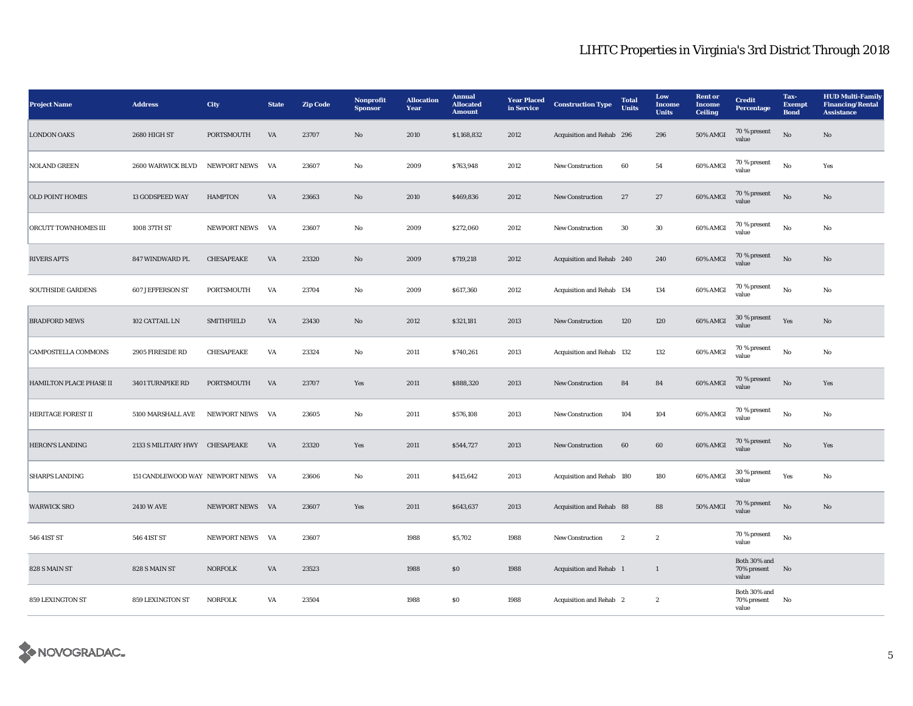# LIHTC Properties in Virginia's 3rd District Through 2018

| Project Name | Address | City | State | Zip Code | Nonprofit Sponsor | Allocation Year | Annual Allocated Amount | Year Placed in Service | Construction Type | Total Units | Low Income Units | Rent or Income Ceiling | Credit Percentage | Tax-Exempt Bond | HUD Multi-Family Financing/Rental Assistance |
|---|---|---|---|---|---|---|---|---|---|---|---|---|---|---|---|
| LONDON OAKS | 2680 HIGH ST | PORTSMOUTH | VA | 23707 | No | 2010 | $1,168,832 | 2012 | Acquisition and Rehab | 296 | 296 | 50% AMGI | 70 % present value | No | No |
| NOLAND GREEN | 2600 WARWICK BLVD | NEWPORT NEWS | VA | 23607 | No | 2009 | $763,948 | 2012 | New Construction | 60 | 54 | 60% AMGI | 70 % present value | No | Yes |
| OLD POINT HOMES | 13 GODSPEED WAY | HAMPTON | VA | 23663 | No | 2010 | $469,836 | 2012 | New Construction | 27 | 27 | 60% AMGI | 70 % present value | No | No |
| ORCUTT TOWNHOMES III | 1008 37TH ST | NEWPORT NEWS | VA | 23607 | No | 2009 | $272,060 | 2012 | New Construction | 30 | 30 | 60% AMGI | 70 % present value | No | No |
| RIVERS APTS | 847 WINDWARD PL | CHESAPEAKE | VA | 23320 | No | 2009 | $719,218 | 2012 | Acquisition and Rehab | 240 | 240 | 60% AMGI | 70 % present value | No | No |
| SOUTHSIDE GARDENS | 607 JEFFERSON ST | PORTSMOUTH | VA | 23704 | No | 2009 | $617,360 | 2012 | Acquisition and Rehab | 134 | 134 | 60% AMGI | 70 % present value | No | No |
| BRADFORD MEWS | 102 CATTAIL LN | SMITHFIELD | VA | 23430 | No | 2012 | $321,181 | 2013 | New Construction | 120 | 120 | 60% AMGI | 30 % present value | Yes | No |
| CAMPOSTELLA COMMONS | 2905 FIRESIDE RD | CHESAPEAKE | VA | 23324 | No | 2011 | $740,261 | 2013 | Acquisition and Rehab | 132 | 132 | 60% AMGI | 70 % present value | No | No |
| HAMILTON PLACE PHASE II | 3401 TURNPIKE RD | PORTSMOUTH | VA | 23707 | Yes | 2011 | $888,320 | 2013 | New Construction | 84 | 84 | 60% AMGI | 70 % present value | No | Yes |
| HERITAGE FOREST II | 5100 MARSHALL AVE | NEWPORT NEWS | VA | 23605 | No | 2011 | $576,108 | 2013 | New Construction | 104 | 104 | 60% AMGI | 70 % present value | No | No |
| HERON'S LANDING | 2133 S MILITARY HWY | CHESAPEAKE | VA | 23320 | Yes | 2011 | $544,727 | 2013 | New Construction | 60 | 60 | 60% AMGI | 70 % present value | No | Yes |
| SHARPS LANDING | 151 CANDLEWOOD WAY | NEWPORT NEWS | VA | 23606 | No | 2011 | $415,642 | 2013 | Acquisition and Rehab | 180 | 180 | 60% AMGI | 30 % present value | Yes | No |
| WARWICK SRO | 2410 W AVE | NEWPORT NEWS | VA | 23607 | Yes | 2011 | $643,637 | 2013 | Acquisition and Rehab | 88 | 88 | 50% AMGI | 70 % present value | No | No |
| 546 41ST ST | 546 41ST ST | NEWPORT NEWS | VA | 23607 | | 1988 | $5,702 | 1988 | New Construction | 2 | 2 | | 70 % present value | No | |
| 828 S MAIN ST | 828 S MAIN ST | NORFOLK | VA | 23523 | | 1988 | $0 | 1988 | Acquisition and Rehab | 1 | 1 | | Both 30% and 70% present value | No | |
| 859 LEXINGTON ST | 859 LEXINGTON ST | NORFOLK | VA | 23504 | | 1988 | $0 | 1988 | Acquisition and Rehab | 2 | 2 | | Both 30% and 70% present value | No | |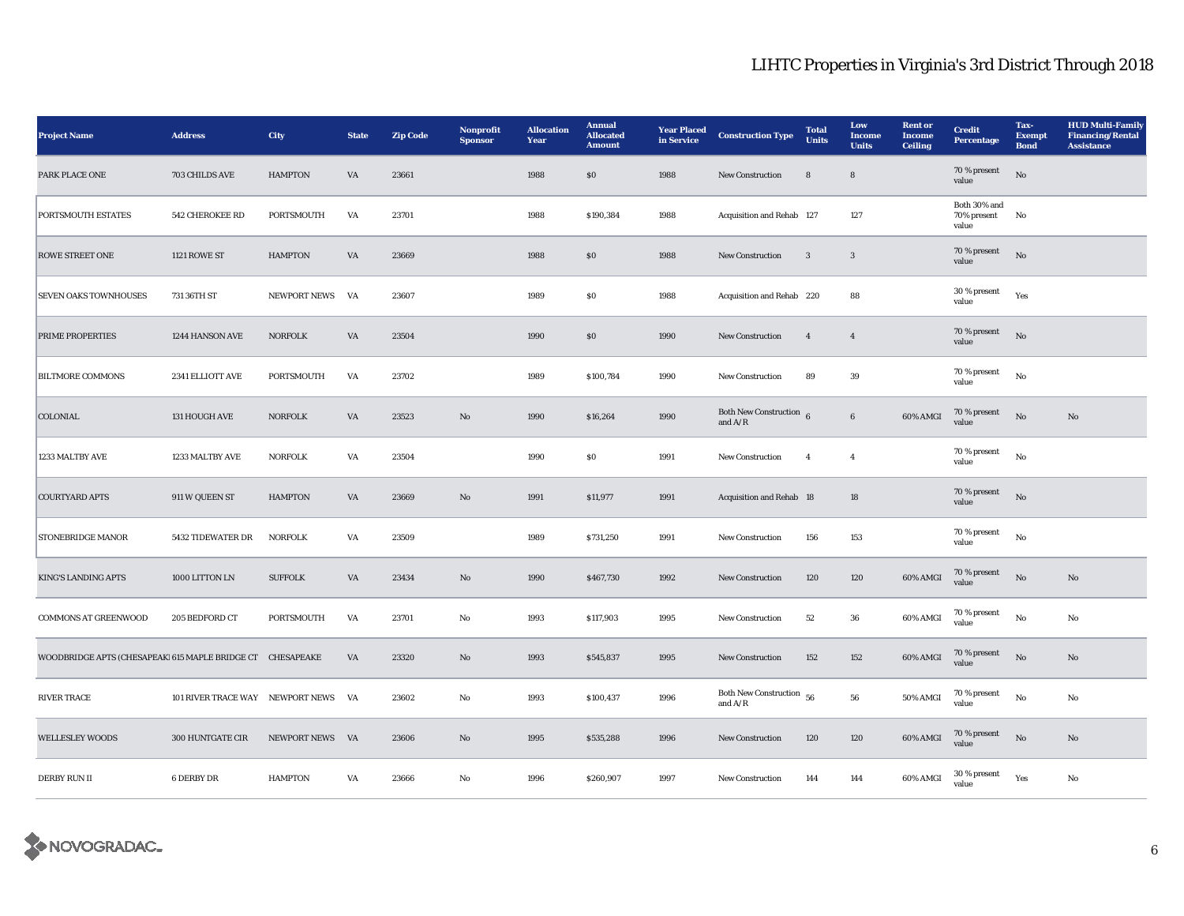# LIHTC Properties in Virginia's 3rd District Through 2018

| Project Name | Address | City | State | Zip Code | Nonprofit Sponsor | Allocation Year | Annual Allocated Amount | Year Placed in Service | Construction Type | Total Units | Low Income Units | Rent or Income Ceiling | Credit Percentage | Tax-Exempt Bond | HUD Multi-Family Financing/Rental Assistance |
|---|---|---|---|---|---|---|---|---|---|---|---|---|---|---|---|
| PARK PLACE ONE | 703 CHILDS AVE | HAMPTON | VA | 23661 | | 1988 | $0 | 1988 | New Construction | 8 | 8 | | 70 % present value | No | |
| PORTSMOUTH ESTATES | 542 CHEROKEE RD | PORTSMOUTH | VA | 23701 | | 1988 | $190,384 | 1988 | Acquisition and Rehab | 127 | 127 | | Both 30% and 70% present value | No | |
| ROWE STREET ONE | 1121 ROWE ST | HAMPTON | VA | 23669 | | 1988 | $0 | 1988 | New Construction | 3 | 3 | | 70 % present value | No | |
| SEVEN OAKS TOWNHOUSES | 731 36TH ST | NEWPORT NEWS | VA | 23607 | | 1989 | $0 | 1988 | Acquisition and Rehab | 220 | 88 | | 30 % present value | Yes | |
| PRIME PROPERTIES | 1244 HANSON AVE | NORFOLK | VA | 23504 | | 1990 | $0 | 1990 | New Construction | 4 | 4 | | 70 % present value | No | |
| BILTMORE COMMONS | 2341 ELLIOTT AVE | PORTSMOUTH | VA | 23702 | | 1989 | $100,784 | 1990 | New Construction | 89 | 39 | | 70 % present value | No | |
| COLONIAL | 131 HOUGH AVE | NORFOLK | VA | 23523 | No | 1990 | $16,264 | 1990 | Both New Construction and A/R | 6 | 6 | 60% AMGI | 70 % present value | No | No |
| 1233 MALTBY AVE | 1233 MALTBY AVE | NORFOLK | VA | 23504 | | 1990 | $0 | 1991 | New Construction | 4 | 4 | | 70 % present value | No | |
| COURTYARD APTS | 911 W QUEEN ST | HAMPTON | VA | 23669 | No | 1991 | $11,977 | 1991 | Acquisition and Rehab | 18 | 18 | | 70 % present value | No | |
| STONEBRIDGE MANOR | 5432 TIDEWATER DR | NORFOLK | VA | 23509 | | 1989 | $731,250 | 1991 | New Construction | 156 | 153 | | 70 % present value | No | |
| KING'S LANDING APTS | 1000 LITTON LN | SUFFOLK | VA | 23434 | No | 1990 | $467,730 | 1992 | New Construction | 120 | 120 | 60% AMGI | 70 % present value | No | No |
| COMMONS AT GREENWOOD | 205 BEDFORD CT | PORTSMOUTH | VA | 23701 | No | 1993 | $117,903 | 1995 | New Construction | 52 | 36 | 60% AMGI | 70 % present value | No | No |
| WOODBRIDGE APTS (CHESAPEAKE) | 615 MAPLE BRIDGE CT | CHESAPEAKE | VA | 23320 | No | 1993 | $545,837 | 1995 | New Construction | 152 | 152 | 60% AMGI | 70 % present value | No | No |
| RIVER TRACE | 101 RIVER TRACE WAY | NEWPORT NEWS | VA | 23602 | No | 1993 | $100,437 | 1996 | Both New Construction and A/R | 56 | 56 | 50% AMGI | 70 % present value | No | No |
| WELLESLEY WOODS | 300 HUNTGATE CIR | NEWPORT NEWS | VA | 23606 | No | 1995 | $535,288 | 1996 | New Construction | 120 | 120 | 60% AMGI | 70 % present value | No | No |
| DERBY RUN II | 6 DERBY DR | HAMPTON | VA | 23666 | No | 1996 | $260,907 | 1997 | New Construction | 144 | 144 | 60% AMGI | 30 % present value | Yes | No |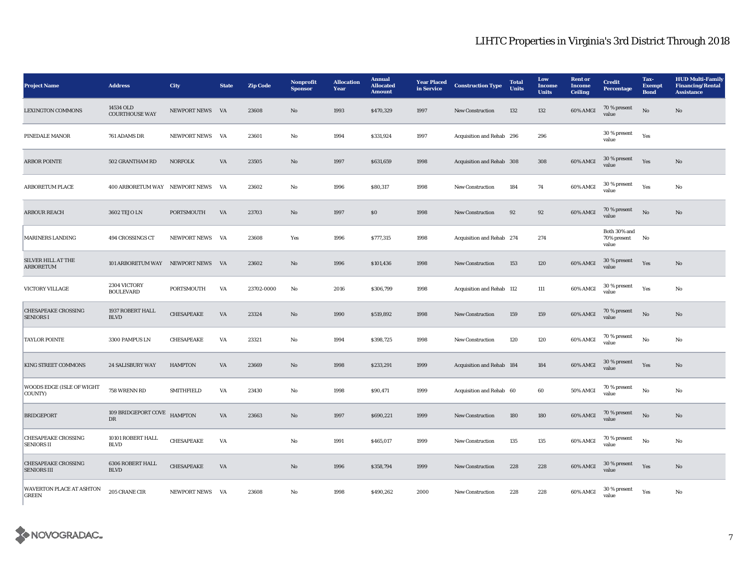## LIHTC Properties in Virginia's 3rd District Through 2018

| Project Name | Address | City | State | Zip Code | Nonprofit Sponsor | Allocation Year | Annual Allocated Amount | Year Placed in Service | Construction Type | Total Units | Low Income Units | Rent or Income Ceiling | Credit Percentage | Tax-Exempt Bond | HUD Multi-Family Financing/Rental Assistance |
|---|---|---|---|---|---|---|---|---|---|---|---|---|---|---|---|
| LEXINGTON COMMONS | 14534 OLD COURTHOUSE WAY | NEWPORT NEWS | VA | 23608 | No | 1993 | $470,329 | 1997 | New Construction | 132 | 132 | 60% AMGI | 70 % present value | No | No |
| PINEDALE MANOR | 761 ADAMS DR | NEWPORT NEWS | VA | 23601 | No | 1994 | $331,924 | 1997 | Acquisition and Rehab | 296 | 296 | | 30 % present value | Yes | |
| ARBOR POINTE | 502 GRANTHAM RD | NORFOLK | VA | 23505 | No | 1997 | $631,659 | 1998 | Acquisition and Rehab | 308 | 308 | 60% AMGI | 30 % present value | Yes | No |
| ARBORETUM PLACE | 400 ARBORETUM WAY | NEWPORT NEWS | VA | 23602 | No | 1996 | $80,317 | 1998 | New Construction | 184 | 74 | 60% AMGI | 30 % present value | Yes | No |
| ARBOUR REACH | 3602 TEJO LN | PORTSMOUTH | VA | 23703 | No | 1997 | $0 | 1998 | New Construction | 92 | 92 | 60% AMGI | 70 % present value | No | No |
| MARINERS LANDING | 494 CROSSINGS CT | NEWPORT NEWS | VA | 23608 | Yes | 1996 | $777,315 | 1998 | Acquisition and Rehab | 274 | 274 | | Both 30% and 70% present value | No | |
| SILVER HILL AT THE ARBORETUM | 101 ARBORETUM WAY | NEWPORT NEWS | VA | 23602 | No | 1996 | $101,436 | 1998 | New Construction | 153 | 120 | 60% AMGI | 30 % present value | Yes | No |
| VICTORY VILLAGE | 2304 VICTORY BOULEVARD | PORTSMOUTH | VA | 23702-0000 | No | 2016 | $306,799 | 1998 | Acquisition and Rehab | 112 | 111 | 60% AMGI | 30 % present value | Yes | No |
| CHESAPEAKE CROSSING SENIORS I | 1937 ROBERT HALL BLVD | CHESAPEAKE | VA | 23324 | No | 1990 | $519,892 | 1998 | New Construction | 159 | 159 | 60% AMGI | 70 % present value | No | No |
| TAYLOR POINTE | 3300 PAMPUS LN | CHESAPEAKE | VA | 23321 | No | 1994 | $398,725 | 1998 | New Construction | 120 | 120 | 60% AMGI | 70 % present value | No | No |
| KING STREET COMMONS | 24 SALISBURY WAY | HAMPTON | VA | 23669 | No | 1998 | $233,291 | 1999 | Acquisition and Rehab | 184 | 184 | 60% AMGI | 30 % present value | Yes | No |
| WOODS EDGE (ISLE OF WIGHT COUNTY) | 758 WRENN RD | SMITHFIELD | VA | 23430 | No | 1998 | $90,471 | 1999 | Acquisition and Rehab | 60 | 60 | 50% AMGI | 70 % present value | No | No |
| BRIDGEPORT | 109 BRIDGEPORT COVE DR | HAMPTON | VA | 23663 | No | 1997 | $690,221 | 1999 | New Construction | 180 | 180 | 60% AMGI | 70 % present value | No | No |
| CHESAPEAKE CROSSING SENIORS II | 10101 ROBERT HALL BLVD | CHESAPEAKE | VA | | No | 1991 | $465,017 | 1999 | New Construction | 135 | 135 | 60% AMGI | 70 % present value | No | No |
| CHESAPEAKE CROSSING SENIORS III | 6306 ROBERT HALL BLVD | CHESAPEAKE | VA | | No | 1996 | $358,794 | 1999 | New Construction | 228 | 228 | 60% AMGI | 30 % present value | Yes | No |
| WAVERTON PLACE AT ASHTON GREEN | 205 CRANE CIR | NEWPORT NEWS | VA | 23608 | No | 1998 | $490,262 | 2000 | New Construction | 228 | 228 | 60% AMGI | 30 % present value | Yes | No |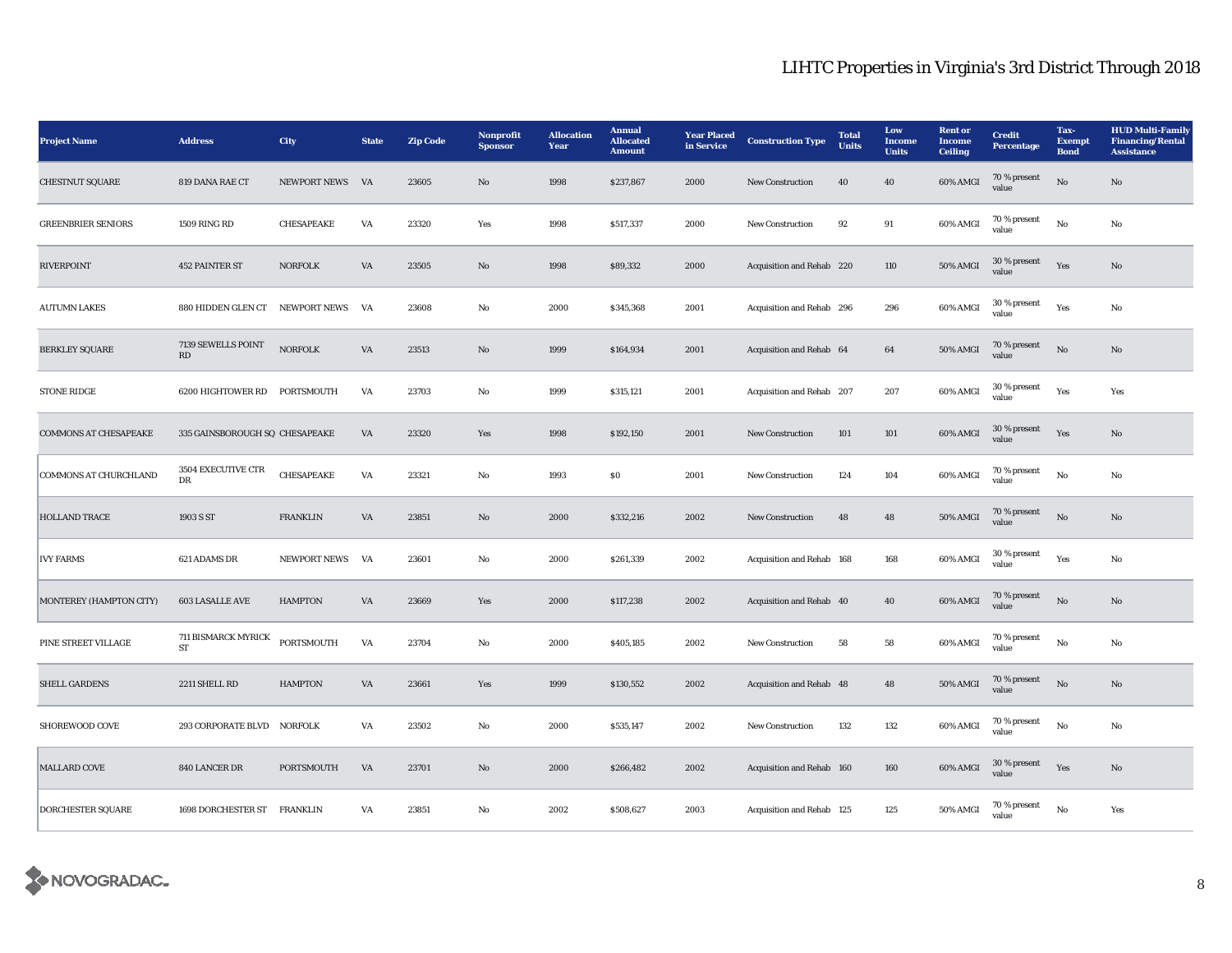# LIHTC Properties in Virginia's 3rd District Through 2018

| Project Name | Address | City | State | Zip Code | Nonprofit Sponsor | Allocation Year | Annual Allocated Amount | Year Placed in Service | Construction Type | Total Units | Low Income Units | Rent or Income Ceiling | Credit Percentage | Tax-Exempt Bond | HUD Multi-Family Financing/Rental Assistance |
|---|---|---|---|---|---|---|---|---|---|---|---|---|---|---|---|
| CHESTNUT SQUARE | 819 DANA RAE CT | NEWPORT NEWS | VA | 23605 | No | 1998 | $237,867 | 2000 | New Construction | 40 | 40 | 60% AMGI | 70 % present value | No | No |
| GREENBRIER SENIORS | 1509 RING RD | CHESAPEAKE | VA | 23320 | Yes | 1998 | $517,337 | 2000 | New Construction | 92 | 91 | 60% AMGI | 70 % present value | No | No |
| RIVERPOINT | 452 PAINTER ST | NORFOLK | VA | 23505 | No | 1998 | $89,332 | 2000 | Acquisition and Rehab | 220 | 110 | 50% AMGI | 30 % present value | Yes | No |
| AUTUMN LAKES | 880 HIDDEN GLEN CT | NEWPORT NEWS | VA | 23608 | No | 2000 | $345,368 | 2001 | Acquisition and Rehab | 296 | 296 | 60% AMGI | 30 % present value | Yes | No |
| BERKLEY SQUARE | 7139 SEWELLS POINT RD | NORFOLK | VA | 23513 | No | 1999 | $164,934 | 2001 | Acquisition and Rehab | 64 | 64 | 50% AMGI | 70 % present value | No | No |
| STONE RIDGE | 6200 HIGHTOWER RD | PORTSMOUTH | VA | 23703 | No | 1999 | $315,121 | 2001 | Acquisition and Rehab | 207 | 207 | 60% AMGI | 30 % present value | Yes | Yes |
| COMMONS AT CHESAPEAKE | 335 GAINSBOROUGH SQ | CHESAPEAKE | VA | 23320 | Yes | 1998 | $192,150 | 2001 | New Construction | 101 | 101 | 60% AMGI | 30 % present value | Yes | No |
| COMMONS AT CHURCHLAND | 3504 EXECUTIVE CTR DR | CHESAPEAKE | VA | 23321 | No | 1993 | $0 | 2001 | New Construction | 124 | 104 | 60% AMGI | 70 % present value | No | No |
| HOLLAND TRACE | 1903 S ST | FRANKLIN | VA | 23851 | No | 2000 | $332,216 | 2002 | New Construction | 48 | 48 | 50% AMGI | 70 % present value | No | No |
| IVY FARMS | 621 ADAMS DR | NEWPORT NEWS | VA | 23601 | No | 2000 | $261,339 | 2002 | Acquisition and Rehab | 168 | 168 | 60% AMGI | 30 % present value | Yes | No |
| MONTEREY (HAMPTON CITY) | 603 LASALLE AVE | HAMPTON | VA | 23669 | Yes | 2000 | $117,238 | 2002 | Acquisition and Rehab | 40 | 40 | 60% AMGI | 70 % present value | No | No |
| PINE STREET VILLAGE | 711 BISMARCK MYRICK ST | PORTSMOUTH | VA | 23704 | No | 2000 | $405,185 | 2002 | New Construction | 58 | 58 | 60% AMGI | 70 % present value | No | No |
| SHELL GARDENS | 2211 SHELL RD | HAMPTON | VA | 23661 | Yes | 1999 | $130,552 | 2002 | Acquisition and Rehab | 48 | 48 | 50% AMGI | 70 % present value | No | No |
| SHOREWOOD COVE | 293 CORPORATE BLVD | NORFOLK | VA | 23502 | No | 2000 | $535,147 | 2002 | New Construction | 132 | 132 | 60% AMGI | 70 % present value | No | No |
| MALLARD COVE | 840 LANCER DR | PORTSMOUTH | VA | 23701 | No | 2000 | $266,482 | 2002 | Acquisition and Rehab | 160 | 160 | 60% AMGI | 30 % present value | Yes | No |
| DORCHESTER SQUARE | 1698 DORCHESTER ST | FRANKLIN | VA | 23851 | No | 2002 | $508,627 | 2003 | Acquisition and Rehab | 125 | 125 | 50% AMGI | 70 % present value | No | Yes |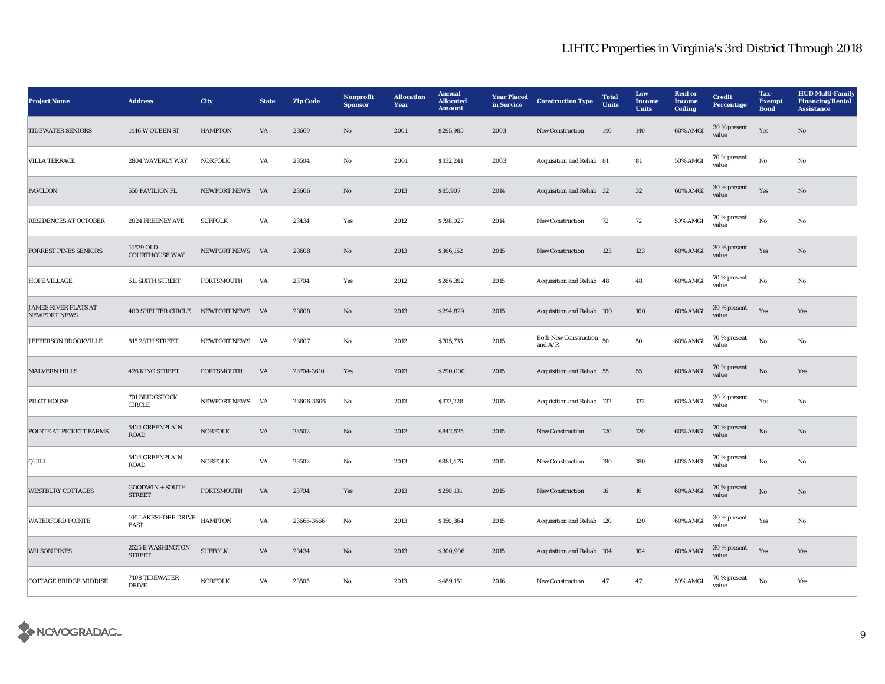# LIHTC Properties in Virginia's 3rd District Through 2018

| Project Name | Address | City | State | Zip Code | Nonprofit Sponsor | Allocation Year | Annual Allocated Amount | Year Placed in Service | Construction Type | Total Units | Low Income Units | Rent or Income Ceiling | Credit Percentage | Tax-Exempt Bond | HUD Multi-Family Financing/Rental Assistance |
|---|---|---|---|---|---|---|---|---|---|---|---|---|---|---|---|
| TIDEWATER SENIORS | 1446 W QUEEN ST | HAMPTON | VA | 23669 | No | 2001 | $295,985 | 2003 | New Construction | 140 | 140 | 60% AMGI | 30 % present value | Yes | No |
| VILLA TERRACE | 2804 WAVERLY WAY | NORFOLK | VA | 23504 | No | 2001 | $332,241 | 2003 | Acquisition and Rehab | 81 | 81 | 50% AMGI | 70 % present value | No | No |
| PAVILION | 550 PAVILION PL | NEWPORT NEWS | VA | 23606 | No | 2013 | $85,907 | 2014 | Acquisition and Rehab | 32 | 32 | 60% AMGI | 30 % present value | Yes | No |
| RESIDENCES AT OCTOBER | 2024 FREENEY AVE | SUFFOLK | VA | 23434 | Yes | 2012 | $798,027 | 2014 | New Construction | 72 | 72 | 50% AMGI | 70 % present value | No | No |
| FORREST PINES SENIORS | 14539 OLD COURTHOUSE WAY | NEWPORT NEWS | VA | 23608 | No | 2013 | $366,152 | 2015 | New Construction | 123 | 123 | 60% AMGI | 30 % present value | Yes | No |
| HOPE VILLAGE | 611 SIXTH STREET | PORTSMOUTH | VA | 23704 | Yes | 2012 | $286,392 | 2015 | Acquisition and Rehab | 48 | 48 | 60% AMGI | 70 % present value | No | No |
| JAMES RIVER FLATS AT NEWPORT NEWS | 400 SHELTER CIRCLE | NEWPORT NEWS | VA | 23608 | No | 2013 | $294,829 | 2015 | Acquisition and Rehab | 100 | 100 | 60% AMGI | 30 % present value | Yes | Yes |
| JEFFERSON BROOKVILLE | 815 28TH STREET | NEWPORT NEWS | VA | 23607 | No | 2012 | $705,733 | 2015 | Both New Construction and A/R | 50 | 50 | 60% AMGI | 70 % present value | No | No |
| MALVERN HILLS | 426 KING STREET | PORTSMOUTH | VA | 23704-3610 | Yes | 2013 | $290,000 | 2015 | Acquisition and Rehab | 55 | 55 | 60% AMGI | 70 % present value | No | Yes |
| PILOT HOUSE | 701 BRIDGSTOCK CIRCLE | NEWPORT NEWS | VA | 23606-3606 | No | 2013 | $373,228 | 2015 | Acquisition and Rehab | 132 | 132 | 60% AMGI | 30 % present value | Yes | No |
| POINTE AT PICKETT FARMS | 5424 GREENPLAIN ROAD | NORFOLK | VA | 23502 | No | 2012 | $842,525 | 2015 | New Construction | 120 | 120 | 60% AMGI | 70 % present value | No | No |
| QUILL | 5424 GREENPLAIN ROAD | NORFOLK | VA | 23502 | No | 2013 | $881,476 | 2015 | New Construction | 180 | 180 | 60% AMGI | 70 % present value | No | No |
| WESTBURY COTTAGES | GOODWIN + SOUTH STREET | PORTSMOUTH | VA | 23704 | Yes | 2013 | $250,131 | 2015 | New Construction | 16 | 16 | 60% AMGI | 70 % present value | No | No |
| WATERFORD POINTE | 105 LAKESHORE DRIVE EAST | HAMPTON | VA | 23666-3666 | No | 2013 | $350,364 | 2015 | Acquisition and Rehab | 120 | 120 | 60% AMGI | 30 % present value | Yes | No |
| WILSON PINES | 2525 E WASHINGTON STREET | SUFFOLK | VA | 23434 | No | 2013 | $300,906 | 2015 | Acquisition and Rehab | 104 | 104 | 60% AMGI | 30 % present value | Yes | Yes |
| COTTAGE BRIDGE MIDRISE | 7408 TIDEWATER DRIVE | NORFOLK | VA | 23505 | No | 2013 | $489,151 | 2016 | New Construction | 47 | 47 | 50% AMGI | 70 % present value | No | Yes |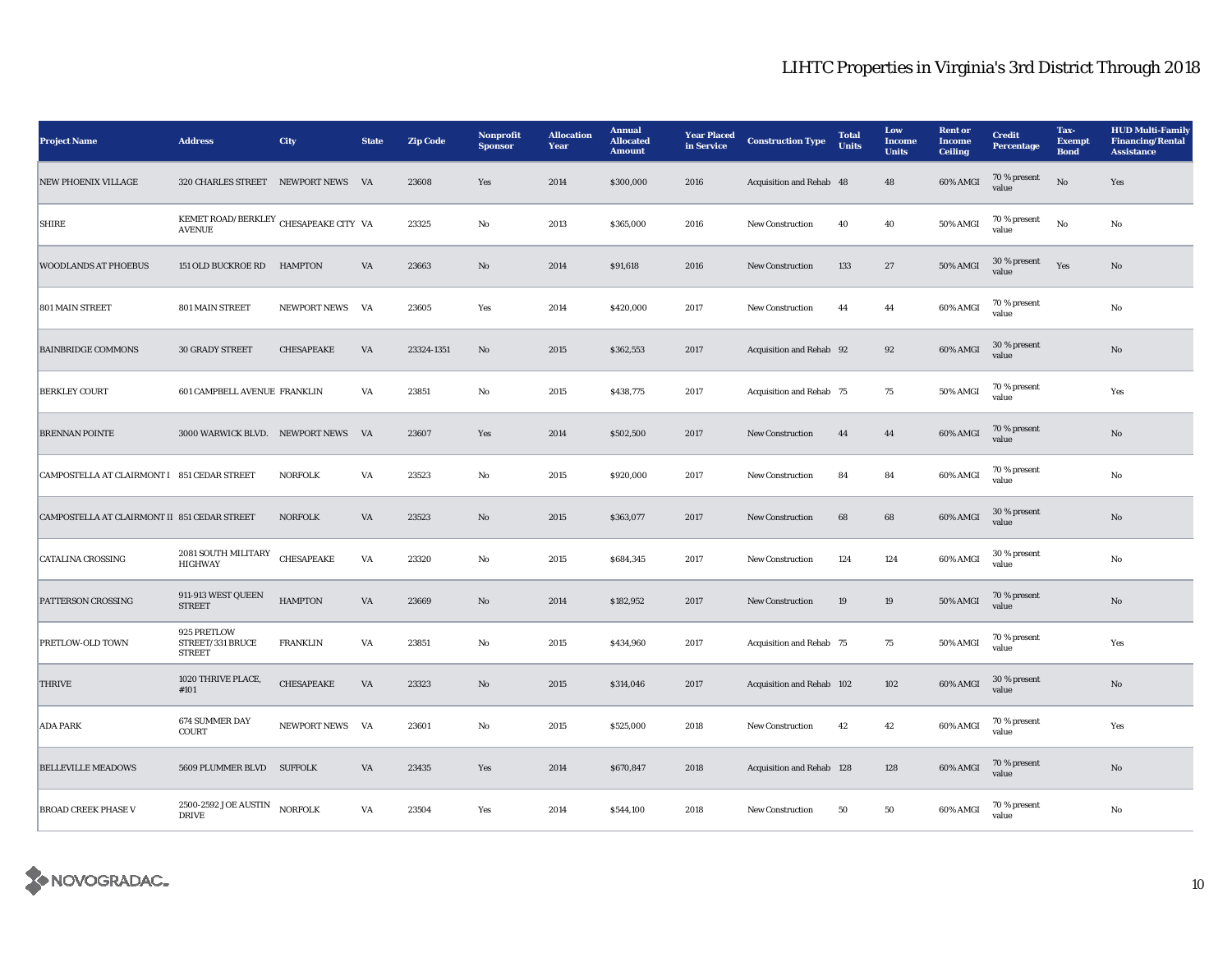# LIHTC Properties in Virginia's 3rd District Through 2018

| Project Name | Address | City | State | Zip Code | Nonprofit Sponsor | Allocation Year | Annual Allocated Amount | Year Placed in Service | Construction Type | Total Units | Low Income Units | Rent or Income Ceiling | Credit Percentage | Tax-Exempt Bond | HUD Multi-Family Financing/Rental Assistance |
|---|---|---|---|---|---|---|---|---|---|---|---|---|---|---|---|
| NEW PHOENIX VILLAGE | 320 CHARLES STREET | NEWPORT NEWS | VA | 23608 | Yes | 2014 | $300,000 | 2016 | Acquisition and Rehab | 48 | 48 | 60% AMGI | 70 % present value | No | Yes |
| SHIRE | KEMET ROAD/BERKLEY AVENUE | CHESAPEAKE CITY | VA | 23325 | No | 2013 | $365,000 | 2016 | New Construction | 40 | 40 | 50% AMGI | 70 % present value | No | No |
| WOODLANDS AT PHOEBUS | 151 OLD BUCKROE RD | HAMPTON | VA | 23663 | No | 2014 | $91,618 | 2016 | New Construction | 133 | 27 | 50% AMGI | 30 % present value | Yes | No |
| 801 MAIN STREET | 801 MAIN STREET | NEWPORT NEWS | VA | 23605 | Yes | 2014 | $420,000 | 2017 | New Construction | 44 | 44 | 60% AMGI | 70 % present value | | No |
| BAINBRIDGE COMMONS | 30 GRADY STREET | CHESAPEAKE | VA | 23324-1351 | No | 2015 | $362,553 | 2017 | Acquisition and Rehab | 92 | 92 | 60% AMGI | 30 % present value | | No |
| BERKLEY COURT | 601 CAMPBELL AVENUE | FRANKLIN | VA | 23851 | No | 2015 | $438,775 | 2017 | Acquisition and Rehab | 75 | 75 | 50% AMGI | 70 % present value | | Yes |
| BRENNAN POINTE | 3000 WARWICK BLVD. | NEWPORT NEWS | VA | 23607 | Yes | 2014 | $502,500 | 2017 | New Construction | 44 | 44 | 60% AMGI | 70 % present value | | No |
| CAMPOSTELLA AT CLAIRMONT I | 851 CEDAR STREET | NORFOLK | VA | 23523 | No | 2015 | $920,000 | 2017 | New Construction | 84 | 84 | 60% AMGI | 70 % present value | | No |
| CAMPOSTELLA AT CLAIRMONT II | 851 CEDAR STREET | NORFOLK | VA | 23523 | No | 2015 | $363,077 | 2017 | New Construction | 68 | 68 | 60% AMGI | 30 % present value | | No |
| CATALINA CROSSING | 2081 SOUTH MILITARY HIGHWAY | CHESAPEAKE | VA | 23320 | No | 2015 | $684,345 | 2017 | New Construction | 124 | 124 | 60% AMGI | 30 % present value | | No |
| PATTERSON CROSSING | 911-913 WEST QUEEN STREET | HAMPTON | VA | 23669 | No | 2014 | $182,952 | 2017 | New Construction | 19 | 19 | 50% AMGI | 70 % present value | | No |
| PRETLOW-OLD TOWN | 925 PRETLOW STREET/331 BRUCE STREET | FRANKLIN | VA | 23851 | No | 2015 | $434,960 | 2017 | Acquisition and Rehab | 75 | 75 | 50% AMGI | 70 % present value | | Yes |
| THRIVE | 1020 THRIVE PLACE, #101 | CHESAPEAKE | VA | 23323 | No | 2015 | $314,046 | 2017 | Acquisition and Rehab | 102 | 102 | 60% AMGI | 30 % present value | | No |
| ADA PARK | 674 SUMMER DAY COURT | NEWPORT NEWS | VA | 23601 | No | 2015 | $525,000 | 2018 | New Construction | 42 | 42 | 60% AMGI | 70 % present value | | Yes |
| BELLEVILLE MEADOWS | 5609 PLUMMER BLVD | SUFFOLK | VA | 23435 | Yes | 2014 | $670,847 | 2018 | Acquisition and Rehab | 128 | 128 | 60% AMGI | 70 % present value | | No |
| BROAD CREEK PHASE V | 2500-2592 JOE AUSTIN DRIVE | NORFOLK | VA | 23504 | Yes | 2014 | $544,100 | 2018 | New Construction | 50 | 50 | 60% AMGI | 70 % present value | | No |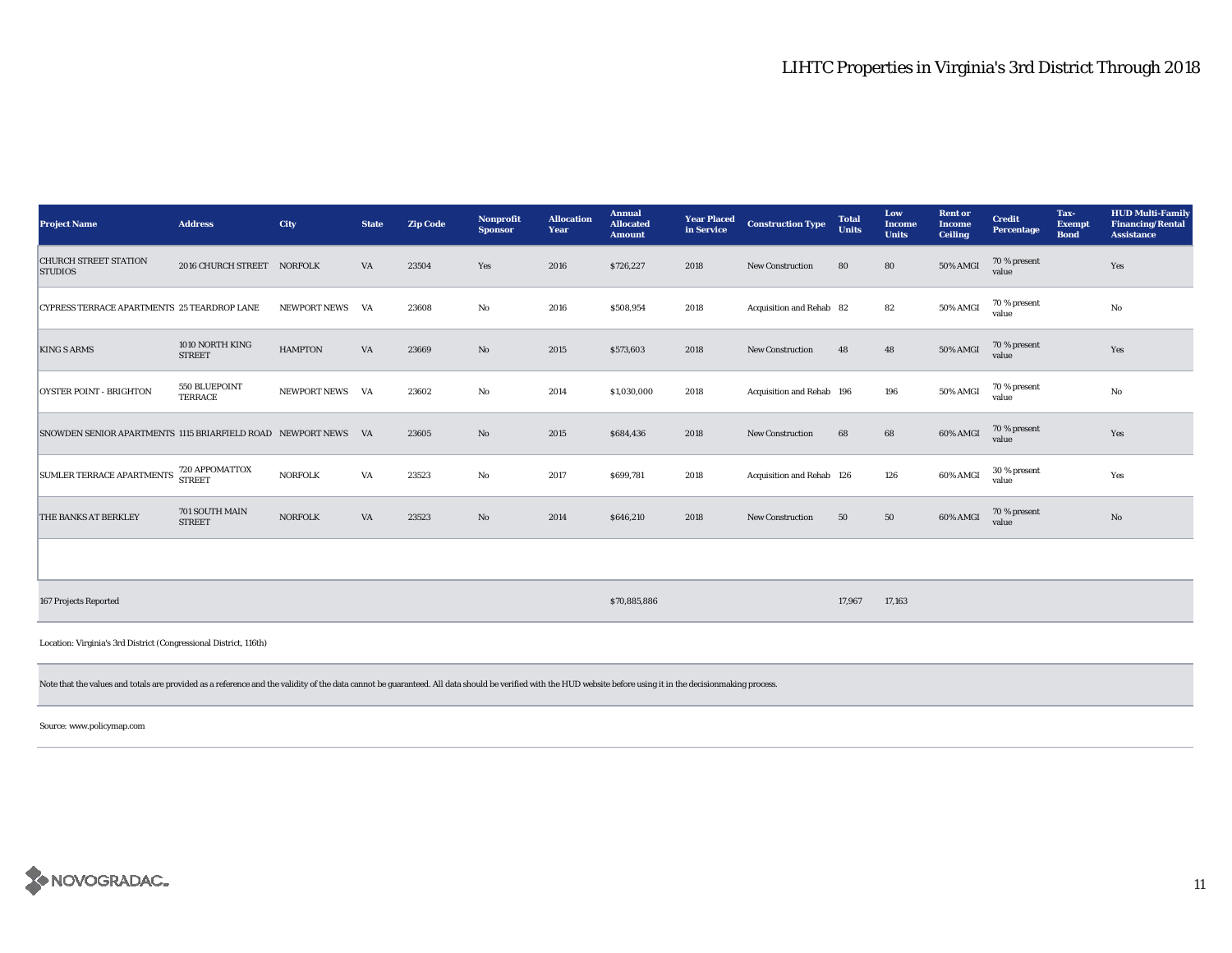# LIHTC Properties in Virginia's 3rd District Through 2018

| Project Name | Address | City | State | Zip Code | Nonprofit Sponsor | Allocation Year | Annual Allocated Amount | Year Placed in Service | Construction Type | Total Units | Low Income Units | Rent or Income Ceiling | Credit Percentage | Tax-Exempt Bond | HUD Multi-Family Financing/Rental Assistance |
|---|---|---|---|---|---|---|---|---|---|---|---|---|---|---|---|
| CHURCH STREET STATION STUDIOS | 2016 CHURCH STREET | NORFOLK | VA | 23504 | Yes | 2016 | $726,227 | 2018 | New Construction | 80 | 80 | 50% AMGI | 70 % present value | | Yes |
| CYPRESS TERRACE APARTMENTS | 25 TEARDROP LANE | NEWPORT NEWS | VA | 23608 | No | 2016 | $508,954 | 2018 | Acquisition and Rehab | 82 | 82 | 50% AMGI | 70 % present value | | No |
| KING S ARMS | 1010 NORTH KING STREET | HAMPTON | VA | 23669 | No | 2015 | $573,603 | 2018 | New Construction | 48 | 48 | 50% AMGI | 70 % present value | | Yes |
| OYSTER POINT - BRIGHTON | 550 BLUEPOINT TERRACE | NEWPORT NEWS | VA | 23602 | No | 2014 | $1,030,000 | 2018 | Acquisition and Rehab | 196 | 196 | 50% AMGI | 70 % present value | | No |
| SNOWDEN SENIOR APARTMENTS | 1115 BRIARFIELD ROAD | NEWPORT NEWS | VA | 23605 | No | 2015 | $684,436 | 2018 | New Construction | 68 | 68 | 60% AMGI | 70 % present value | | Yes |
| SUMLER TERRACE APARTMENTS | 720 APPOMATTOX STREET | NORFOLK | VA | 23523 | No | 2017 | $699,781 | 2018 | Acquisition and Rehab | 126 | 126 | 60% AMGI | 30 % present value | | Yes |
| THE BANKS AT BERKLEY | 701 SOUTH MAIN STREET | NORFOLK | VA | 23523 | No | 2014 | $646,210 | 2018 | New Construction | 50 | 50 | 60% AMGI | 70 % present value | | No |
| | | | | | | | | | | | | | | | |
| 167 Projects Reported | | | | | | | $70,885,886 | | | 17,967 | 17,163 | | | | |

Location: Virginia's 3rd District (Congressional District, 116th)

Note that the values and totals are provided as a reference and the validity of the data cannot be guaranteed. All data should be verified with the HUD website before using it in the decisionmaking process.

Source: www.policymap.com